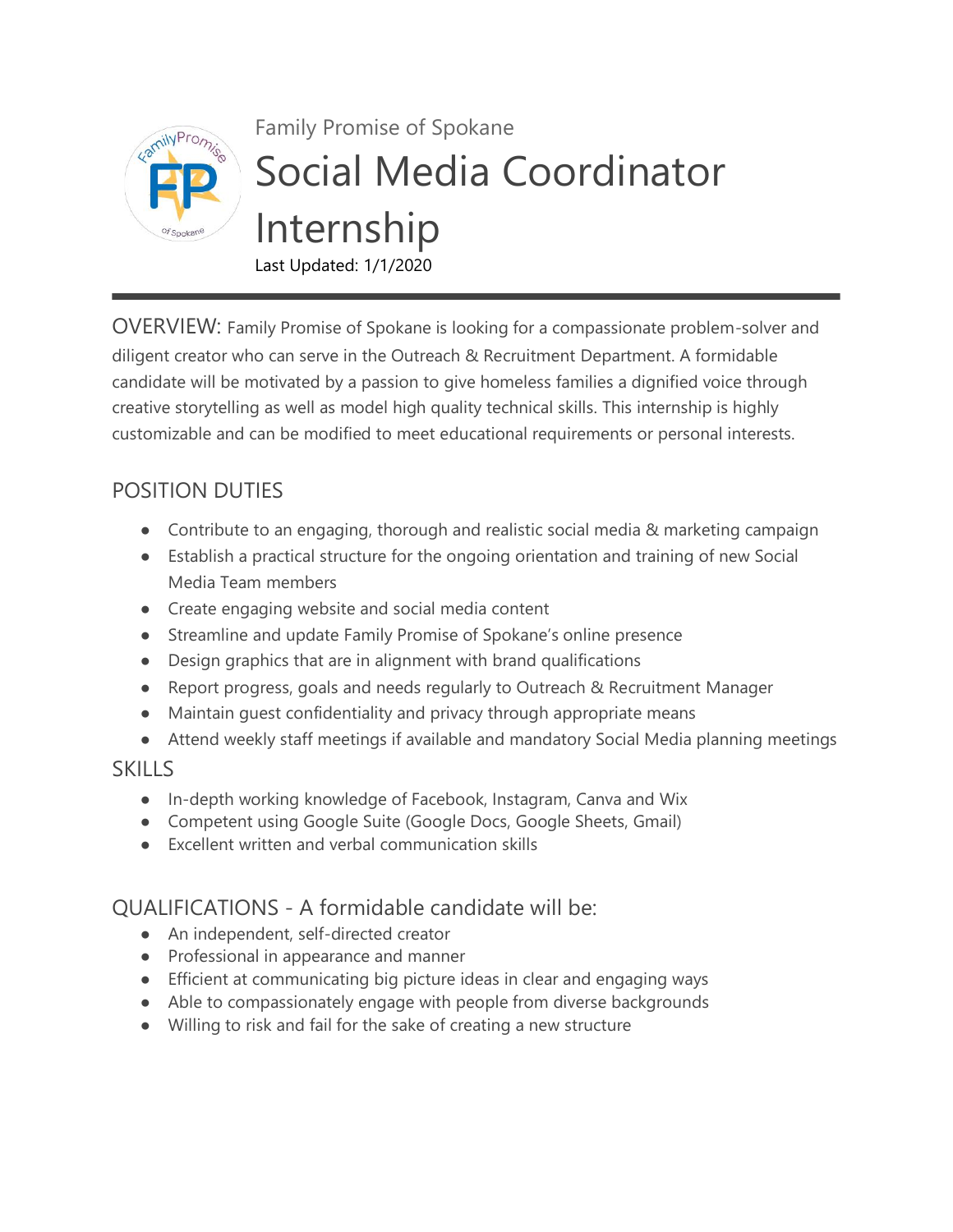Family Promise of Spokane

# Social Media Coordinator Internship

Last Updated: 1/1/2020

---

OVERVIEW: Family Promise of Spokane is looking for a compassionate problem-solver and diligent creator who can serve in the Outreach & Recruitment Department. A formidable candidate will be motivated by a passion to give homeless families a dignified voice through creative storytelling as well as model high quality technical skills. This internship is highly customizable and can be modified to meet educational requirements or personal interests.

## POSITION DUTIES

- Contribute to an engaging, thorough and realistic social media & marketing campaign
- Establish a practical structure for the ongoing orientation and training of new Social Media Team members
- Create engaging website and social media content
- Streamline and update Family Promise of Spokane's online presence
- Design graphics that are in alignment with brand qualifications
- Report progress, goals and needs regularly to Outreach & Recruitment Manager
- Maintain guest confidentiality and privacy through appropriate means
- Attend weekly staff meetings if available and mandatory Social Media planning meetings

## SKILLS

- In-depth working knowledge of Facebook, Instagram, Canva and Wix
- Competent using Google Suite (Google Docs, Google Sheets, Gmail)
- Excellent written and verbal communication skills

## QUALIFICATIONS - A formidable candidate will be:

- An independent, self-directed creator
- Professional in appearance and manner
- Efficient at communicating big picture ideas in clear and engaging ways
- Able to compassionately engage with people from diverse backgrounds
- Willing to risk and fail for the sake of creating a new structure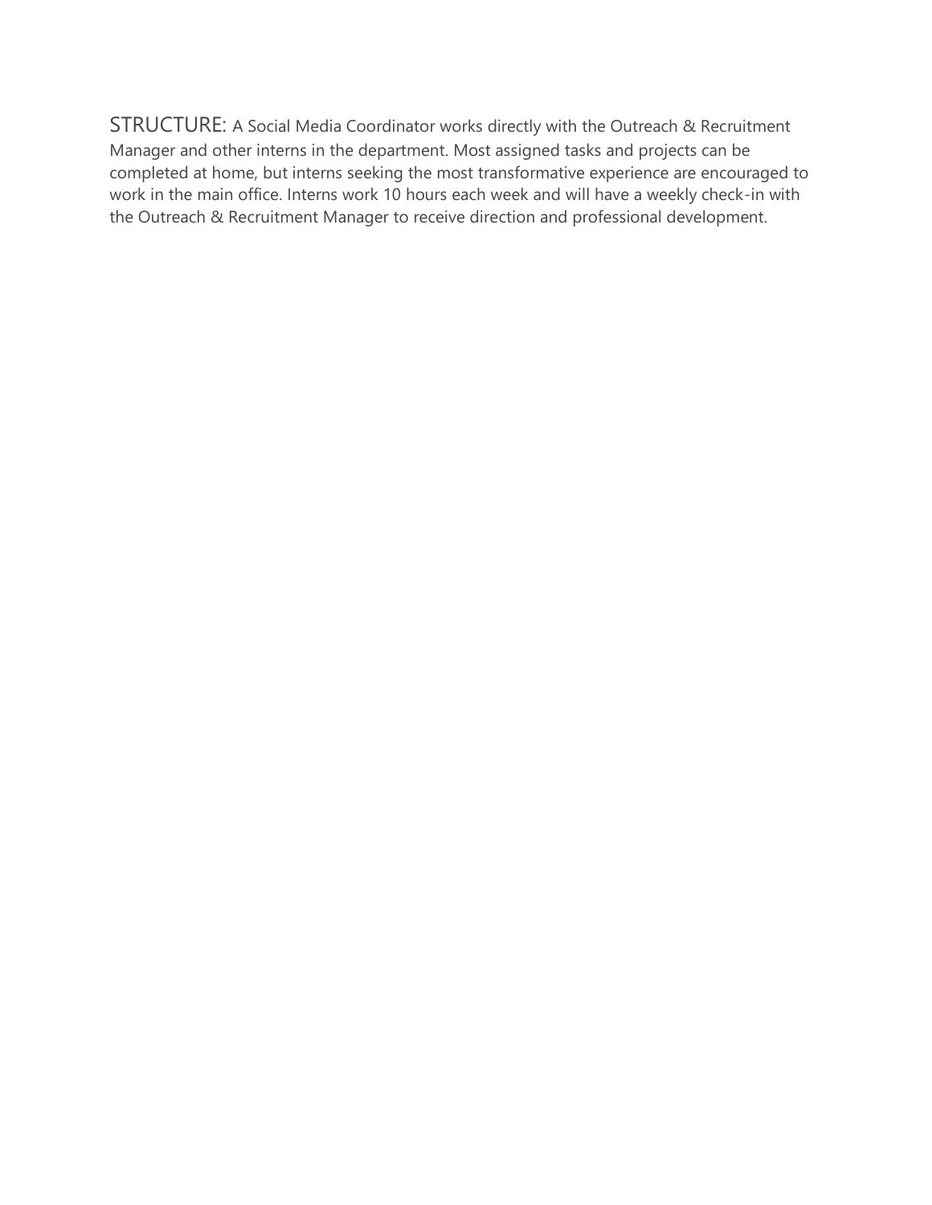STRUCTURE: A Social Media Coordinator works directly with the Outreach & Recruitment Manager and other interns in the department. Most assigned tasks and projects can be completed at home, but interns seeking the most transformative experience are encouraged to work in the main office. Interns work 10 hours each week and will have a weekly check-in with the Outreach & Recruitment Manager to receive direction and professional development.